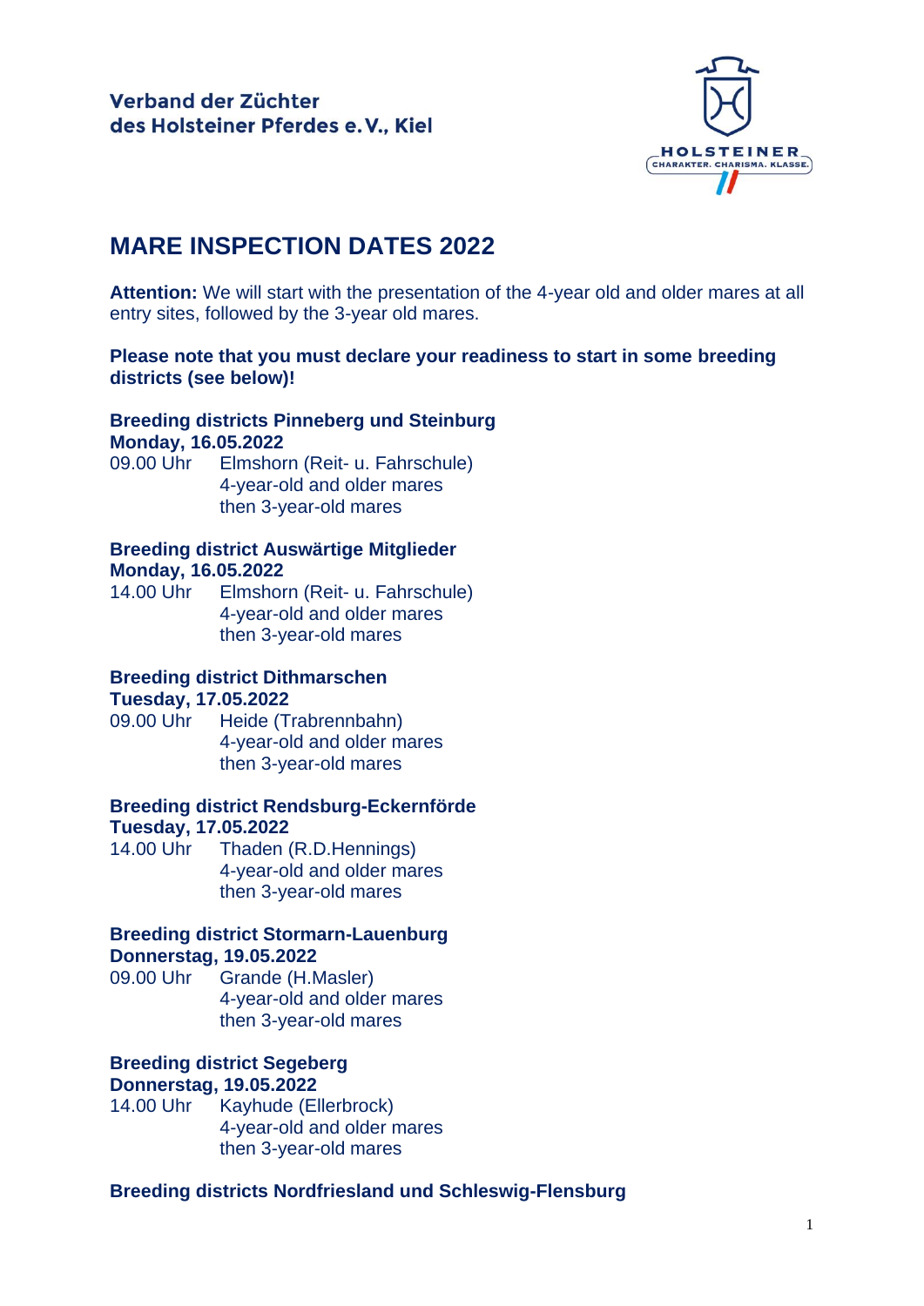**Verband der Züchter**
**des Holsteiner Pferdes e.V., Kiel**

HOLSTEINER
CHARAKTER. CHARISMA. KLASSE.

# MARE INSPECTION DATES 2022

**Attention:** We will start with the presentation of the 4-year old and older mares at all entry sites, followed by the 3-year old mares.

**Please note that you must declare your readiness to start in some breeding districts (see below)!**

**Breeding districts Pinneberg und Steinburg**
**Monday, 16.05.2022**
09.00 Uhr Elmshorn (Reit- u. Fahrschule)
4-year-old and older mares
then 3-year-old mares

**Breeding district Auswärtige Mitglieder**
**Monday, 16.05.2022**
14.00 Uhr Elmshorn (Reit- u. Fahrschule)
4-year-old and older mares
then 3-year-old mares

**Breeding district Dithmarschen**
**Tuesday, 17.05.2022**
09.00 Uhr Heide (Trabrennbahn)
4-year-old and older mares
then 3-year-old mares

**Breeding district Rendsburg-Eckernförde**
**Tuesday, 17.05.2022**
14.00 Uhr Thaden (R.D.Hennings)
4-year-old and older mares
then 3-year-old mares

**Breeding district Stormarn-Lauenburg**
**Donnerstag, 19.05.2022**
09.00 Uhr Grande (H.Masler)
4-year-old and older mares
then 3-year-old mares

**Breeding district Segeberg**
**Donnerstag, 19.05.2022**
14.00 Uhr Kayhude (Ellerbrock)
4-year-old and older mares
then 3-year-old mares

**Breeding districts Nordfriesland und Schleswig-Flensburg**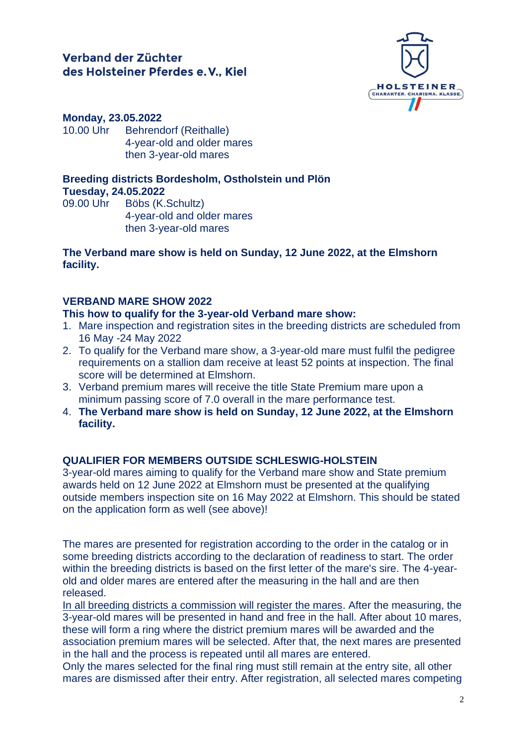**Verband der Züchter des Holsteiner Pferdes e.V., Kiel**

**Monday, 23.05.2022**
10.00 Uhr Behrendorf (Reithalle)
4-year-old and older mares
then 3-year-old mares

**Breeding districts Bordesholm, Ostholstein und Plön**
**Tuesday, 24.05.2022**
09.00 Uhr Böbs (K.Schultz)
4-year-old and older mares
then 3-year-old mares

**The Verband mare show is held on Sunday, 12 June 2022, at the Elmshorn facility.**

## VERBAND MARE SHOW 2022

**This how to qualify for the 3-year-old Verband mare show:**

1. Mare inspection and registration sites in the breeding districts are scheduled from 16 May -24 May 2022
2. To qualify for the Verband mare show, a 3-year-old mare must fulfil the pedigree requirements on a stallion dam receive at least 52 points at inspection. The final score will be determined at Elmshorn.
3. Verband premium mares will receive the title State Premium mare upon a minimum passing score of 7.0 overall in the mare performance test.
4. **The Verband mare show is held on Sunday, 12 June 2022, at the Elmshorn facility.**

## QUALIFIER FOR MEMBERS OUTSIDE SCHLESWIG-HOLSTEIN

3-year-old mares aiming to qualify for the Verband mare show and State premium awards held on 12 June 2022 at Elmshorn must be presented at the qualifying outside members inspection site on 16 May 2022 at Elmshorn. This should be stated on the application form as well (see above)!

The mares are presented for registration according to the order in the catalog or in some breeding districts according to the declaration of readiness to start. The order within the breeding districts is based on the first letter of the mare's sire. The 4-year-old and older mares are entered after the measuring in the hall and are then released.
<u>In all breeding districts a commission will register the mares</u>. After the measuring, the 3-year-old mares will be presented in hand and free in the hall. After about 10 mares, these will form a ring where the district premium mares will be awarded and the association premium mares will be selected. After that, the next mares are presented in the hall and the process is repeated until all mares are entered.
Only the mares selected for the final ring must still remain at the entry site, all other mares are dismissed after their entry. After registration, all selected mares competing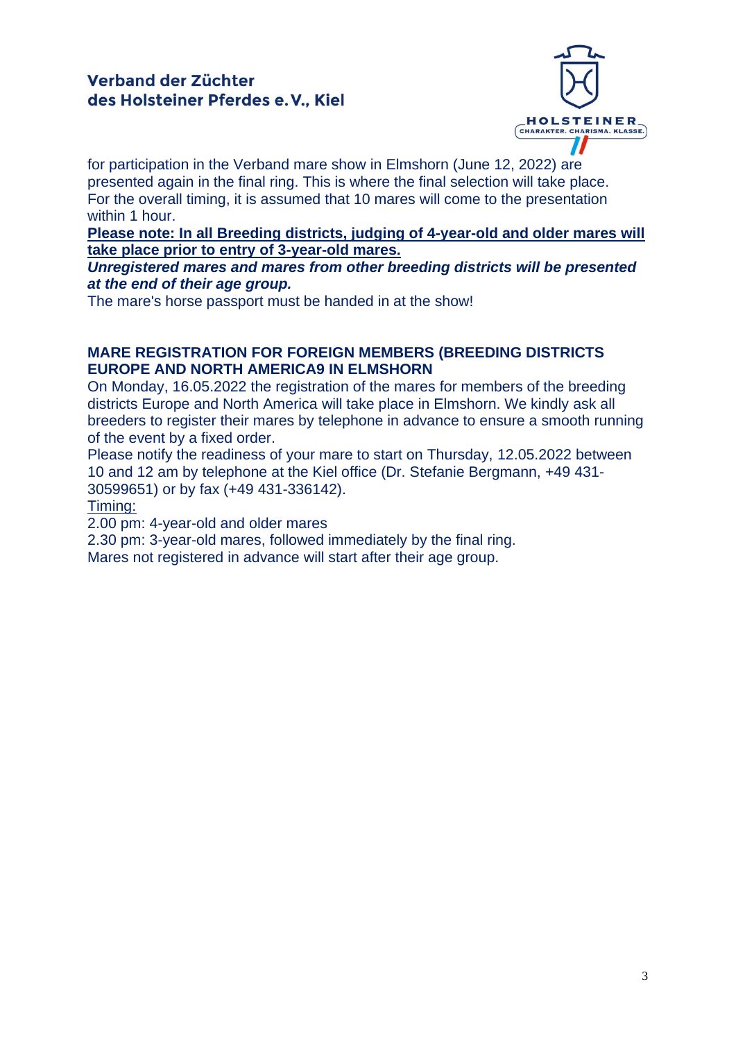for participation in the Verband mare show in Elmshorn (June 12, 2022) are presented again in the final ring. This is where the final selection will take place. For the overall timing, it is assumed that 10 mares will come to the presentation within 1 hour.

**Please note: In all Breeding districts, judging of 4-year-old and older mares will take place prior to entry of 3-year-old mares.**

***Unregistered mares and mares from other breeding districts will be presented at the end of their age group.***

The mare's horse passport must be handed in at the show!

**MARE REGISTRATION FOR FOREIGN MEMBERS (BREEDING DISTRICTS EUROPE AND NORTH AMERICA9 IN ELMSHORN**

On Monday, 16.05.2022 the registration of the mares for members of the breeding districts Europe and North America will take place in Elmshorn. We kindly ask all breeders to register their mares by telephone in advance to ensure a smooth running of the event by a fixed order.

Please notify the readiness of your mare to start on Thursday, 12.05.2022 between 10 and 12 am by telephone at the Kiel office (Dr. Stefanie Bergmann, +49 431-30599651) or by fax (+49 431-336142).

Timing:

2.00 pm: 4-year-old and older mares

2.30 pm: 3-year-old mares, followed immediately by the final ring.

Mares not registered in advance will start after their age group.